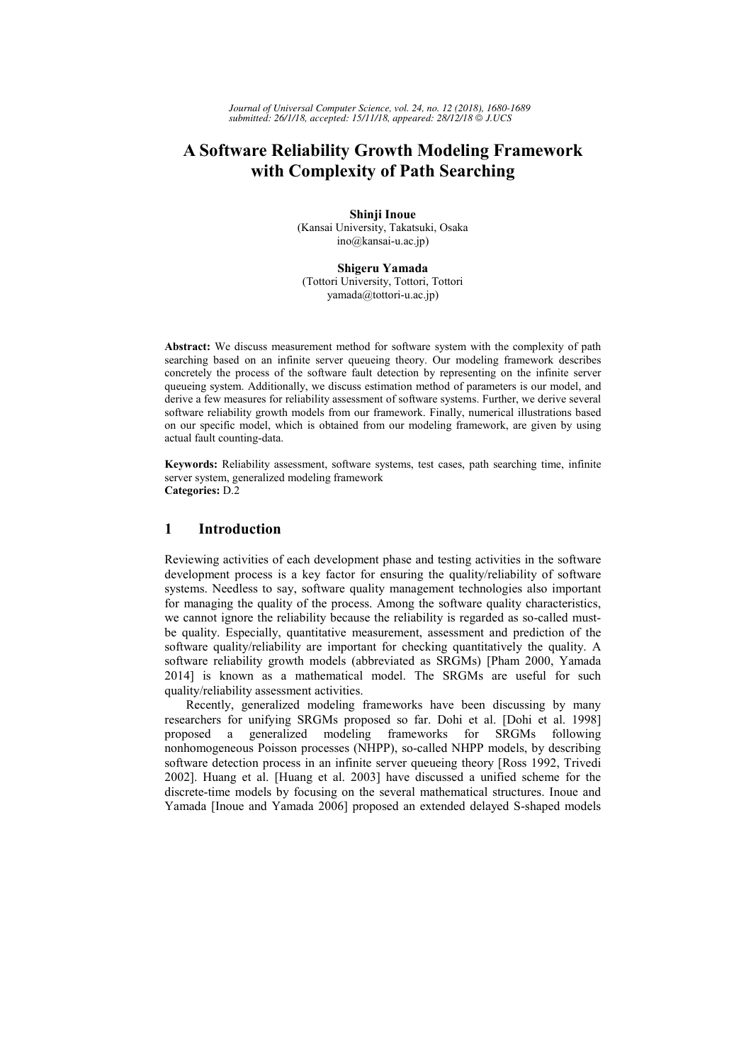*Journal of Universal Computer Science, vol. 24, no. 12 (2018), 1680-1689*
*submitted: 26/1/18, accepted: 15/11/18, appeared: 28/12/18 © J.UCS*

# A Software Reliability Growth Modeling Framework with Complexity of Path Searching

**Shinji Inoue**
(Kansai University, Takatsuki, Osaka
ino@kansai-u.ac.jp)

**Shigeru Yamada**
(Tottori University, Tottori, Tottori
yamada@tottori-u.ac.jp)

**Abstract:** We discuss measurement method for software system with the complexity of path searching based on an infinite server queueing theory. Our modeling framework describes concretely the process of the software fault detection by representing on the infinite server queueing system. Additionally, we discuss estimation method of parameters is our model, and derive a few measures for reliability assessment of software systems. Further, we derive several software reliability growth models from our framework. Finally, numerical illustrations based on our specific model, which is obtained from our modeling framework, are given by using actual fault counting-data.

**Keywords:** Reliability assessment, software systems, test cases, path searching time, infinite server system, generalized modeling framework
**Categories:** D.2

## 1 Introduction

Reviewing activities of each development phase and testing activities in the software development process is a key factor for ensuring the quality/reliability of software systems. Needless to say, software quality management technologies also important for managing the quality of the process. Among the software quality characteristics, we cannot ignore the reliability because the reliability is regarded as so-called must-be quality. Especially, quantitative measurement, assessment and prediction of the software quality/reliability are important for checking quantitatively the quality. A software reliability growth models (abbreviated as SRGMs) [Pham 2000, Yamada 2014] is known as a mathematical model. The SRGMs are useful for such quality/reliability assessment activities.

Recently, generalized modeling frameworks have been discussing by many researchers for unifying SRGMs proposed so far. Dohi et al. [Dohi et al. 1998] proposed a generalized modeling frameworks for SRGMs following nonhomogeneous Poisson processes (NHPP), so-called NHPP models, by describing software detection process in an infinite server queueing theory [Ross 1992, Trivedi 2002]. Huang et al. [Huang et al. 2003] have discussed a unified scheme for the discrete-time models by focusing on the several mathematical structures. Inoue and Yamada [Inoue and Yamada 2006] proposed an extended delayed S-shaped models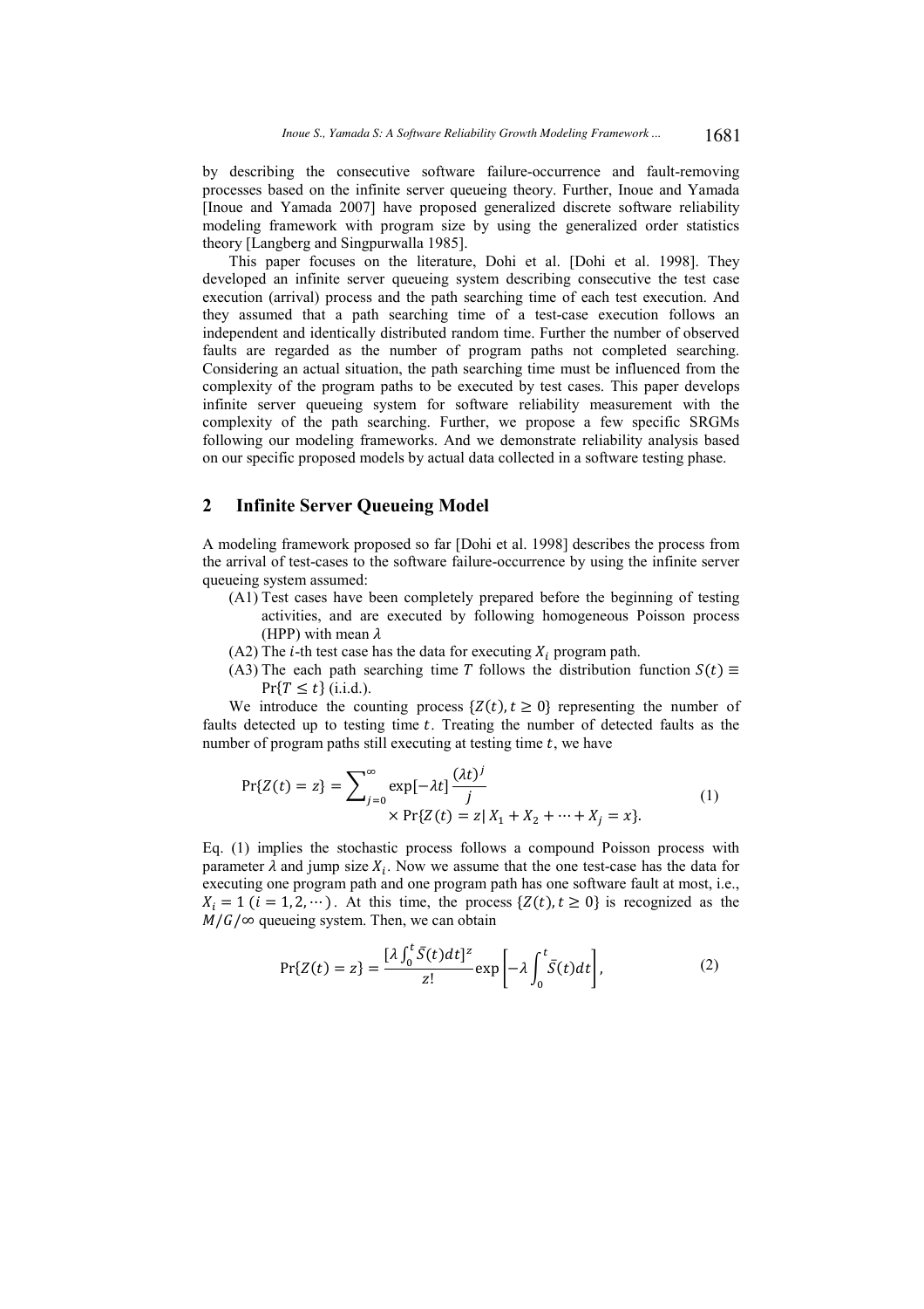by describing the consecutive software failure-occurrence and fault-removing processes based on the infinite server queueing theory. Further, Inoue and Yamada [Inoue and Yamada 2007] have proposed generalized discrete software reliability modeling framework with program size by using the generalized order statistics theory [Langberg and Singpurwalla 1985].

This paper focuses on the literature, Dohi et al. [Dohi et al. 1998]. They developed an infinite server queueing system describing consecutive the test case execution (arrival) process and the path searching time of each test execution. And they assumed that a path searching time of a test-case execution follows an independent and identically distributed random time. Further the number of observed faults are regarded as the number of program paths not completed searching. Considering an actual situation, the path searching time must be influenced from the complexity of the program paths to be executed by test cases. This paper develops infinite server queueing system for software reliability measurement with the complexity of the path searching. Further, we propose a few specific SRGMs following our modeling frameworks. And we demonstrate reliability analysis based on our specific proposed models by actual data collected in a software testing phase.

## 2 Infinite Server Queueing Model

A modeling framework proposed so far [Dohi et al. 1998] describes the process from the arrival of test-cases to the software failure-occurrence by using the infinite server queueing system assumed:

(A1) Test cases have been completely prepared before the beginning of testing activities, and are executed by following homogeneous Poisson process (HPP) with mean $\lambda$

(A2) The $i$-th test case has the data for executing $X_i$ program path.

(A3) The each path searching time $T$ follows the distribution function $S(t) \equiv \Pr\{T \leq t\}$ (i.i.d.).

We introduce the counting process $\{Z(t), t \geq 0\}$ representing the number of faults detected up to testing time $t$. Treating the number of detected faults as the number of program paths still executing at testing time $t$, we have

$$
\Pr\{Z(t) = z\} = \sum_{j=0}^{\infty} \exp[-\lambda t] \frac{(\lambda t)^j}{j} \times \Pr\{Z(t) = z | X_1 + X_2 + \cdots + X_j = x\}. \tag{1}
$$

Eq. (1) implies the stochastic process follows a compound Poisson process with parameter $\lambda$ and jump size $X_i$. Now we assume that the one test-case has the data for executing one program path and one program path has one software fault at most, i.e., $X_i = 1$ $(i = 1, 2, \cdots)$. At this time, the process $\{Z(t), t \geq 0\}$ is recognized as the $M/G/\infty$ queueing system. Then, we can obtain

$$
\Pr\{Z(t) = z\} = \frac{[\lambda \int_0^t \bar{S}(t)dt]^z}{z!} \exp\left[-\lambda \int_0^t \bar{S}(t)dt\right], \tag{2}
$$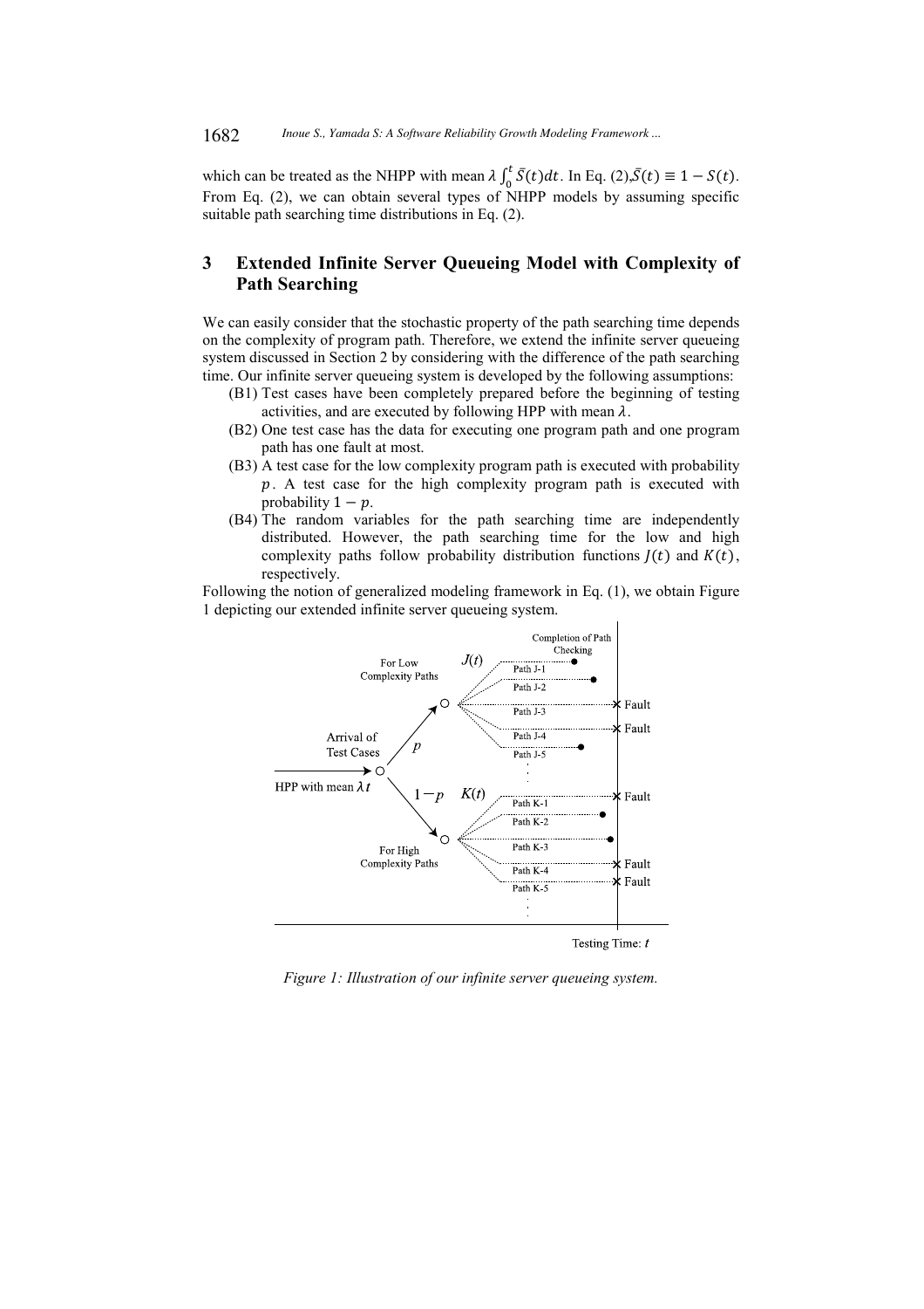which can be treated as the NHPP with mean $\lambda \int_0^t \bar{S}(t)dt$. In Eq. (2),$\bar{S}(t) \equiv 1 - S(t)$. From Eq. (2), we can obtain several types of NHPP models by assuming specific suitable path searching time distributions in Eq. (2).

## 3 Extended Infinite Server Queueing Model with Complexity of Path Searching

We can easily consider that the stochastic property of the path searching time depends on the complexity of program path. Therefore, we extend the infinite server queueing system discussed in Section 2 by considering with the difference of the path searching time. Our infinite server queueing system is developed by the following assumptions:

(B1) Test cases have been completely prepared before the beginning of testing activities, and are executed by following HPP with mean $\lambda$.

(B2) One test case has the data for executing one program path and one program path has one fault at most.

(B3) A test case for the low complexity program path is executed with probability $p$. A test case for the high complexity program path is executed with probability $1 - p$.

(B4) The random variables for the path searching time are independently distributed. However, the path searching time for the low and high complexity paths follow probability distribution functions $J(t)$ and $K(t)$, respectively.

Following the notion of generalized modeling framework in Eq. (1), we obtain Figure 1 depicting our extended infinite server queueing system.

*Figure 1: Illustration of our infinite server queueing system.*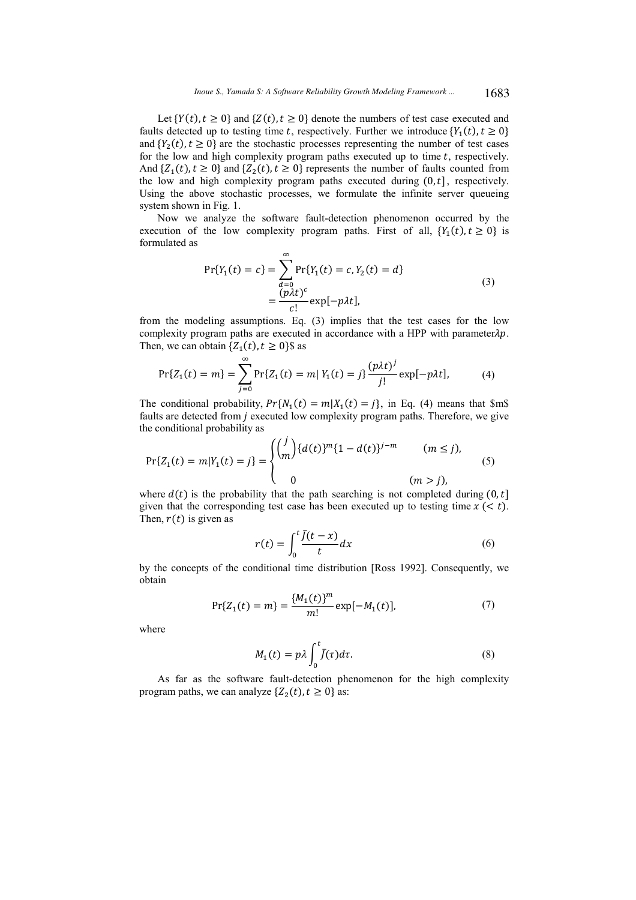Let $\{Y(t), t \geq 0\}$ and $\{Z(t), t \geq 0\}$ denote the numbers of test case executed and faults detected up to testing time $t$, respectively. Further we introduce $\{Y_1(t), t \geq 0\}$ and $\{Y_2(t), t \geq 0\}$ are the stochastic processes representing the number of test cases for the low and high complexity program paths executed up to time $t$, respectively. And $\{Z_1(t), t \geq 0\}$ and $\{Z_2(t), t \geq 0\}$ represents the number of faults counted from the low and high complexity program paths executed during $(0, t]$, respectively. Using the above stochastic processes, we formulate the infinite server queueing system shown in Fig. 1.

Now we analyze the software fault-detection phenomenon occurred by the execution of the low complexity program paths. First of all, $\{Y_1(t), t \geq 0\}$ is formulated as

$$
\begin{aligned}
\Pr\{Y_1(t) = c\} &= \sum_{d=0}^{\infty} \Pr\{Y_1(t) = c, Y_2(t) = d\} \\
&= \frac{(p\lambda t)^c}{c!} \exp[-p\lambda t],
\end{aligned}
\tag{3}
$$

from the modeling assumptions. Eq. (3) implies that the test cases for the low complexity program paths are executed in accordance with a HPP with parameter$\lambda p$. Then, we can obtain $\{Z_1(t), t \geq 0\}$$ as

$$
\Pr\{Z_1(t) = m\} = \sum_{j=0}^{\infty} \Pr\{Z_1(t) = m | \, Y_1(t) = j\} \frac{(p\lambda t)^j}{j!} \exp[-p\lambda t],
\tag{4}
$$

The conditional probability, $Pr\{N_1(t) = m | X_1(t) = j\}$, in Eq. (4) means that $m$ faults are detected from $j$ executed low complexity program paths. Therefore, we give the conditional probability as

$$
\Pr\{Z_1(t) = m | Y_1(t) = j\} = \begin{cases} \binom{j}{m} \{d(t)\}^m \{1 - d(t)\}^{j-m} & (m \leq j), \\ 0 & (m > j), \end{cases}
\tag{5}
$$

where $d(t)$ is the probability that the path searching is not completed during $(0, t]$ given that the corresponding test case has been executed up to testing time $x \, (< t)$. Then, $r(t)$ is given as

$$
r(t) = \int_0^t \frac{\bar{J}(t - x)}{t} dx
\tag{6}
$$

by the concepts of the conditional time distribution [Ross 1992]. Consequently, we obtain

$$
\Pr\{Z_1(t) = m\} = \frac{\{M_1(t)\}^m}{m!} \exp[-M_1(t)],
\tag{7}
$$

where

$$
M_1(t) = p\lambda \int_0^t \bar{J}(\tau) d\tau.
\tag{8}
$$

As far as the software fault-detection phenomenon for the high complexity program paths, we can analyze $\{Z_2(t), t \geq 0\}$ as: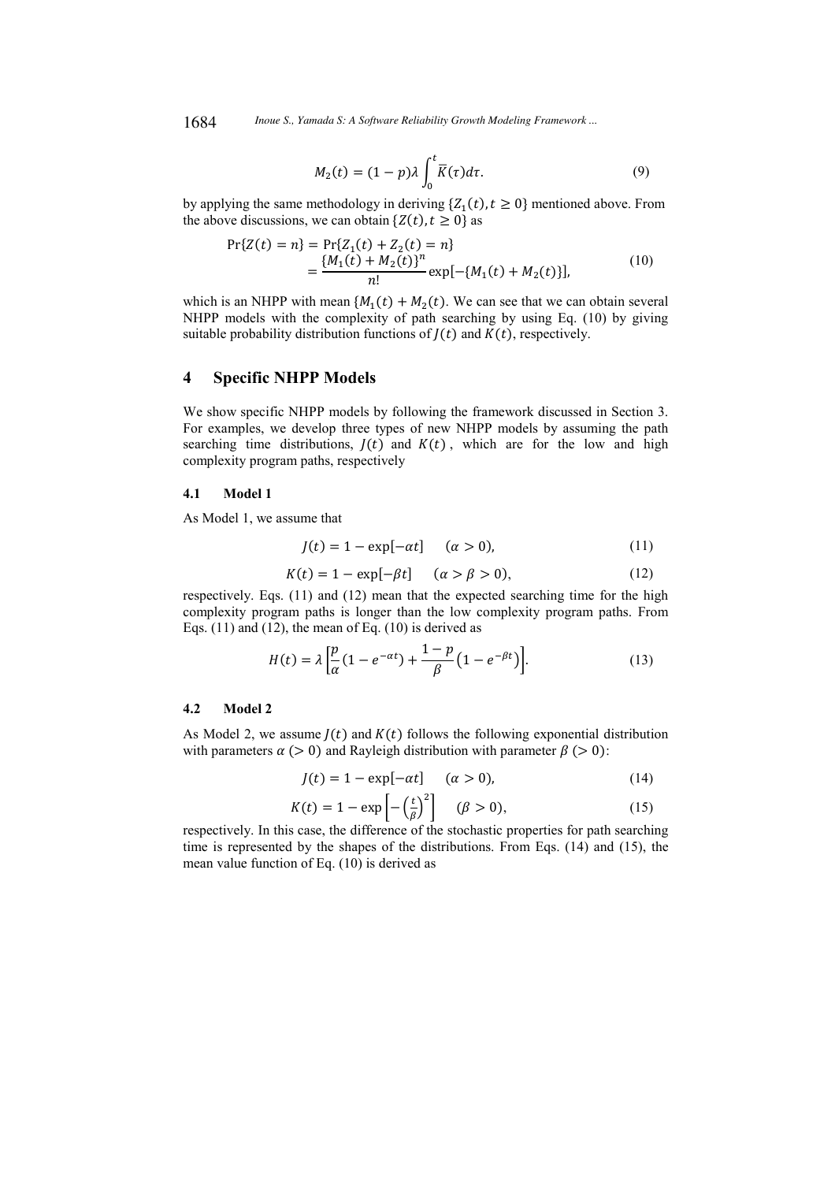$$M_2(t) = (1-p)\lambda \int_0^t \overline{K}(\tau)d\tau. \tag{9}$$

by applying the same methodology in deriving $\{Z_1(t), t \geq 0\}$ mentioned above. From the above discussions, we can obtain $\{Z(t), t \geq 0\}$ as

$$\begin{aligned} \Pr\{Z(t) = n\} &= \Pr\{Z_1(t) + Z_2(t) = n\} \\ &= \frac{\{M_1(t) + M_2(t)\}^n}{n!} \exp[-\{M_1(t) + M_2(t)\}], \end{aligned} \tag{10}$$

which is an NHPP with mean $\{M_1(t) + M_2(t)$. We can see that we can obtain several NHPP models with the complexity of path searching by using Eq. (10) by giving suitable probability distribution functions of $J(t)$ and $K(t)$, respectively.

## 4 Specific NHPP Models

We show specific NHPP models by following the framework discussed in Section 3. For examples, we develop three types of new NHPP models by assuming the path searching time distributions, $J(t)$ and $K(t)$, which are for the low and high complexity program paths, respectively

### 4.1 Model 1

As Model 1, we assume that

$$J(t) = 1 - \exp[-\alpha t] \quad (\alpha > 0), \tag{11}$$

$$K(t) = 1 - \exp[-\beta t] \quad (\alpha > \beta > 0), \tag{12}$$

respectively. Eqs. (11) and (12) mean that the expected searching time for the high complexity program paths is longer than the low complexity program paths. From Eqs. (11) and (12), the mean of Eq. (10) is derived as

$$H(t) = \lambda \left[ \frac{p}{\alpha}(1 - e^{-\alpha t}) + \frac{1-p}{\beta}\left(1 - e^{-\beta t}\right) \right]. \tag{13}$$

### 4.2 Model 2

As Model 2, we assume $J(t)$ and $K(t)$ follows the following exponential distribution with parameters $\alpha\ (> 0)$ and Rayleigh distribution with parameter $\beta\ (> 0)$:

$$J(t) = 1 - \exp[-\alpha t] \quad (\alpha > 0), \tag{14}$$

$$K(t) = 1 - \exp\left[-\left(\frac{t}{\beta}\right)^2\right] \quad (\beta > 0), \tag{15}$$

respectively. In this case, the difference of the stochastic properties for path searching time is represented by the shapes of the distributions. From Eqs. (14) and (15), the mean value function of Eq. (10) is derived as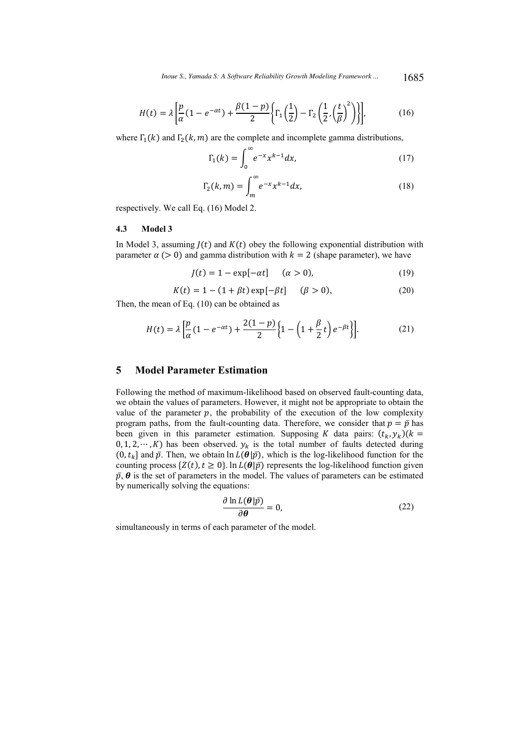$$H(t) = \lambda\left[\frac{p}{\alpha}(1 - e^{-\alpha t}) + \frac{\beta(1-p)}{2}\left\{\Gamma_1\left(\frac{1}{2}\right) - \Gamma_2\left(\frac{1}{2}, \left(\frac{t}{\beta}\right)^2\right)\right\}\right], \tag{16}$$

where $\Gamma_1(k)$ and $\Gamma_2(k, m)$ are the complete and incomplete gamma distributions,

$$\Gamma_1(k) = \int_0^{\infty} e^{-x} x^{k-1} dx, \tag{17}$$

$$\Gamma_2(k, m) = \int_m^{\infty} e^{-x} x^{k-1} dx, \tag{18}$$

respectively. We call Eq. (16) Model 2.

### 4.3 Model 3

In Model 3, assuming $J(t)$ and $K(t)$ obey the following exponential distribution with parameter $\alpha\ (> 0)$ and gamma distribution with $k = 2$ (shape parameter), we have

$$J(t) = 1 - \exp[-\alpha t] \qquad (\alpha > 0), \tag{19}$$

$$K(t) = 1 - (1 + \beta t)\exp[-\beta t] \qquad (\beta > 0), \tag{20}$$

Then, the mean of Eq. (10) can be obtained as

$$H(t) = \lambda\left[\frac{p}{\alpha}(1 - e^{-\alpha t}) + \frac{2(1-p)}{2}\left\{1 - \left(1 + \frac{\beta}{2}t\right)e^{-\beta t}\right\}\right]. \tag{21}$$

## 5 Model Parameter Estimation

Following the method of maximum-likelihood based on observed fault-counting data, we obtain the values of parameters. However, it might not be appropriate to obtain the value of the parameter $p$, the probability of the execution of the low complexity program paths, from the fault-counting data. Therefore, we consider that $p = \bar{p}$ has been given in this parameter estimation. Supposing $K$ data pairs: $(t_k, y_k)(k = 0, 1, 2, \cdots, K)$ has been observed. $y_k$ is the total number of faults detected during $(0, t_k]$ and $\bar{p}$. Then, we obtain $\ln L(\boldsymbol{\theta}|\bar{p})$, which is the log-likelihood function for the counting process $\{Z(t), t \geq 0\}$. $\ln L(\boldsymbol{\theta}|\bar{p})$ represents the log-likelihood function given $\bar{p}$, $\boldsymbol{\theta}$ is the set of parameters in the model. The values of parameters can be estimated by numerically solving the equations:

$$\frac{\partial \ln L(\boldsymbol{\theta}|\bar{p})}{\partial \boldsymbol{\theta}} = 0, \tag{22}$$

simultaneously in terms of each parameter of the model.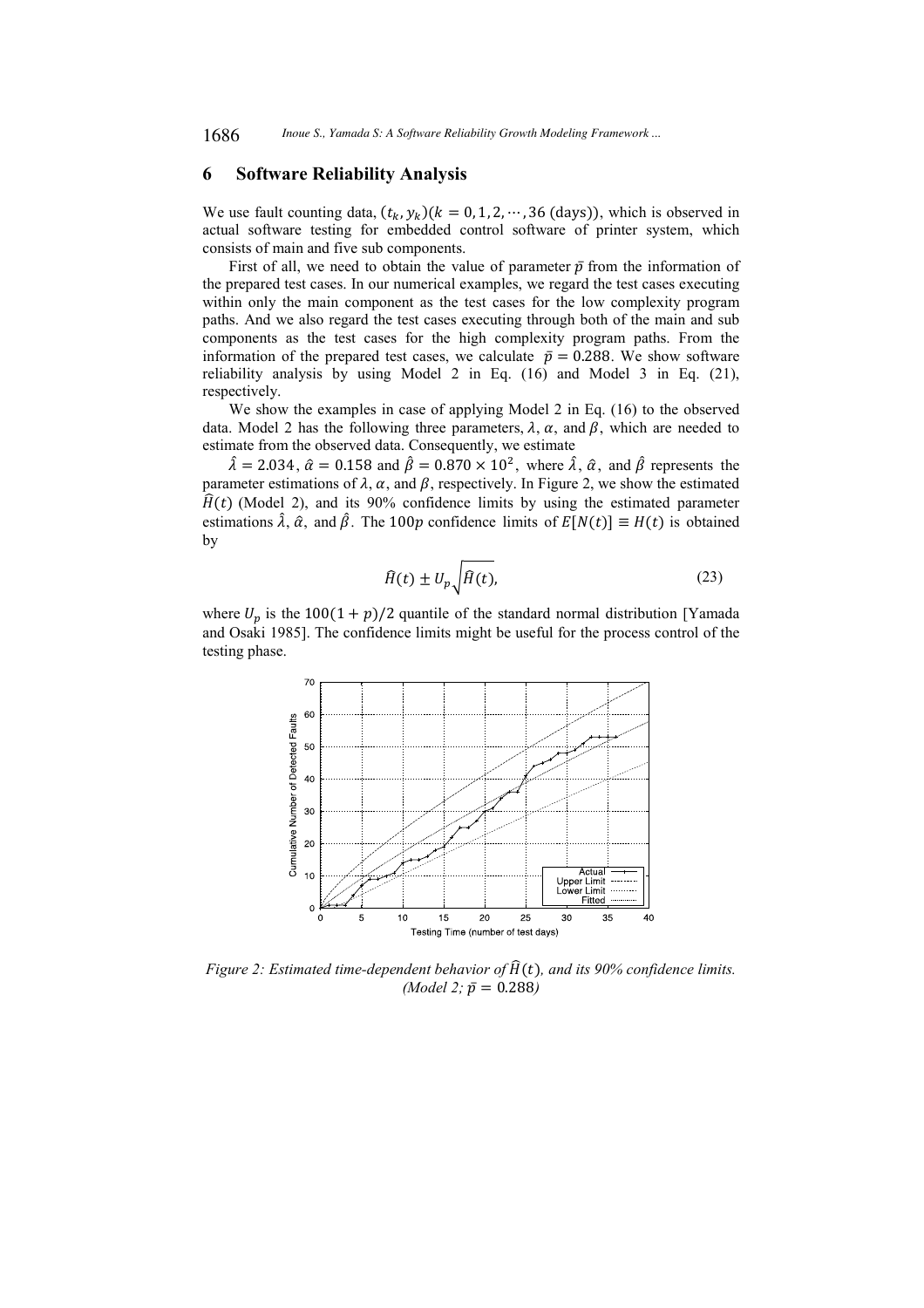## 6 Software Reliability Analysis

We use fault counting data, $(t_k, y_k)(k = 0, 1, 2, \cdots, 36 \text{ (days)})$, which is observed in actual software testing for embedded control software of printer system, which consists of main and five sub components.

First of all, we need to obtain the value of parameter $\bar{p}$ from the information of the prepared test cases. In our numerical examples, we regard the test cases executing within only the main component as the test cases for the low complexity program paths. And we also regard the test cases executing through both of the main and sub components as the test cases for the high complexity program paths. From the information of the prepared test cases, we calculate $\bar{p} = 0.288$. We show software reliability analysis by using Model 2 in Eq. (16) and Model 3 in Eq. (21), respectively.

We show the examples in case of applying Model 2 in Eq. (16) to the observed data. Model 2 has the following three parameters, $\lambda$, $\alpha$, and $\beta$, which are needed to estimate from the observed data. Consequently, we estimate

$\hat{\lambda} = 2.034$, $\hat{\alpha} = 0.158$ and $\hat{\beta} = 0.870 \times 10^2$, where $\hat{\lambda}$, $\hat{\alpha}$, and $\hat{\beta}$ represents the parameter estimations of $\lambda$, $\alpha$, and $\beta$, respectively. In Figure 2, we show the estimated $\hat{H}(t)$ (Model 2), and its 90% confidence limits by using the estimated parameter estimations $\hat{\lambda}$, $\hat{\alpha}$, and $\hat{\beta}$. The $100p$ confidence limits of $E[N(t)] \equiv H(t)$ is obtained by

$$\hat{H}(t) \pm U_p \sqrt{\hat{H}(t)}, \tag{23}$$

where $U_p$ is the $100(1+p)/2$ quantile of the standard normal distribution [Yamada and Osaki 1985]. The confidence limits might be useful for the process control of the testing phase.

*Figure 2: Estimated time-dependent behavior of $\hat{H}(t)$, and its 90% confidence limits. (Model 2; $\bar{p} = 0.288$)*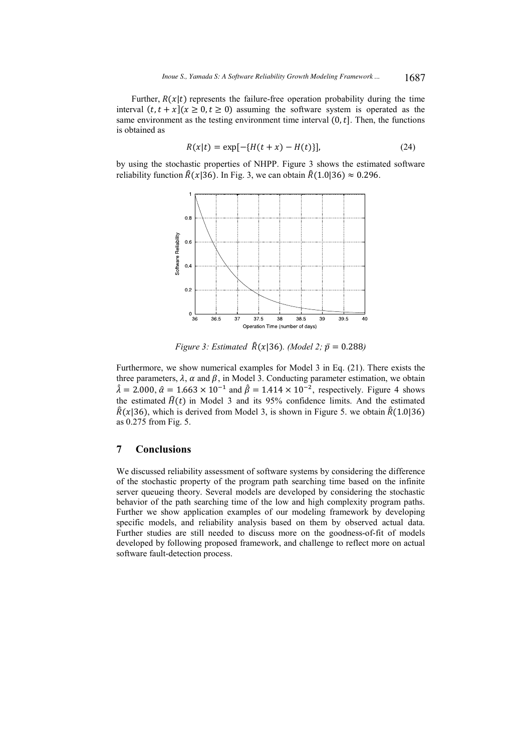Further, $R(x|t)$ represents the failure-free operation probability during the time interval $(t, t+x](x \geq 0, t \geq 0)$ assuming the software system is operated as the same environment as the testing environment time interval $(0, t]$. Then, the functions is obtained as

$$R(x|t) = \exp[-\{H(t+x) - H(t)\}], \tag{24}$$

by using the stochastic properties of NHPP. Figure 3 shows the estimated software reliability function $\hat{R}(x|36)$. In Fig. 3, we can obtain $\hat{R}(1.0|36) \approx 0.296$.

*Figure 3: Estimated $\hat{R}(x|36)$. (Model 2; $\bar{p} = 0.288$)*

Furthermore, we show numerical examples for Model 3 in Eq. (21). There exists the three parameters, $\lambda$, $\alpha$ and $\beta$, in Model 3. Conducting parameter estimation, we obtain $\hat{\lambda} = 2.000$, $\hat{\alpha} = 1.663 \times 10^{-1}$ and $\hat{\beta} = 1.414 \times 10^{-2}$, respectively. Figure 4 shows the estimated $\hat{H}(t)$ in Model 3 and its 95% confidence limits. And the estimated $\hat{R}(x|36)$, which is derived from Model 3, is shown in Figure 5. we obtain $\hat{R}(1.0|36)$ as 0.275 from Fig. 5.

## 7 Conclusions

We discussed reliability assessment of software systems by considering the difference of the stochastic property of the program path searching time based on the infinite server queueing theory. Several models are developed by considering the stochastic behavior of the path searching time of the low and high complexity program paths. Further we show application examples of our modeling framework by developing specific models, and reliability analysis based on them by observed actual data. Further studies are still needed to discuss more on the goodness-of-fit of models developed by following proposed framework, and challenge to reflect more on actual software fault-detection process.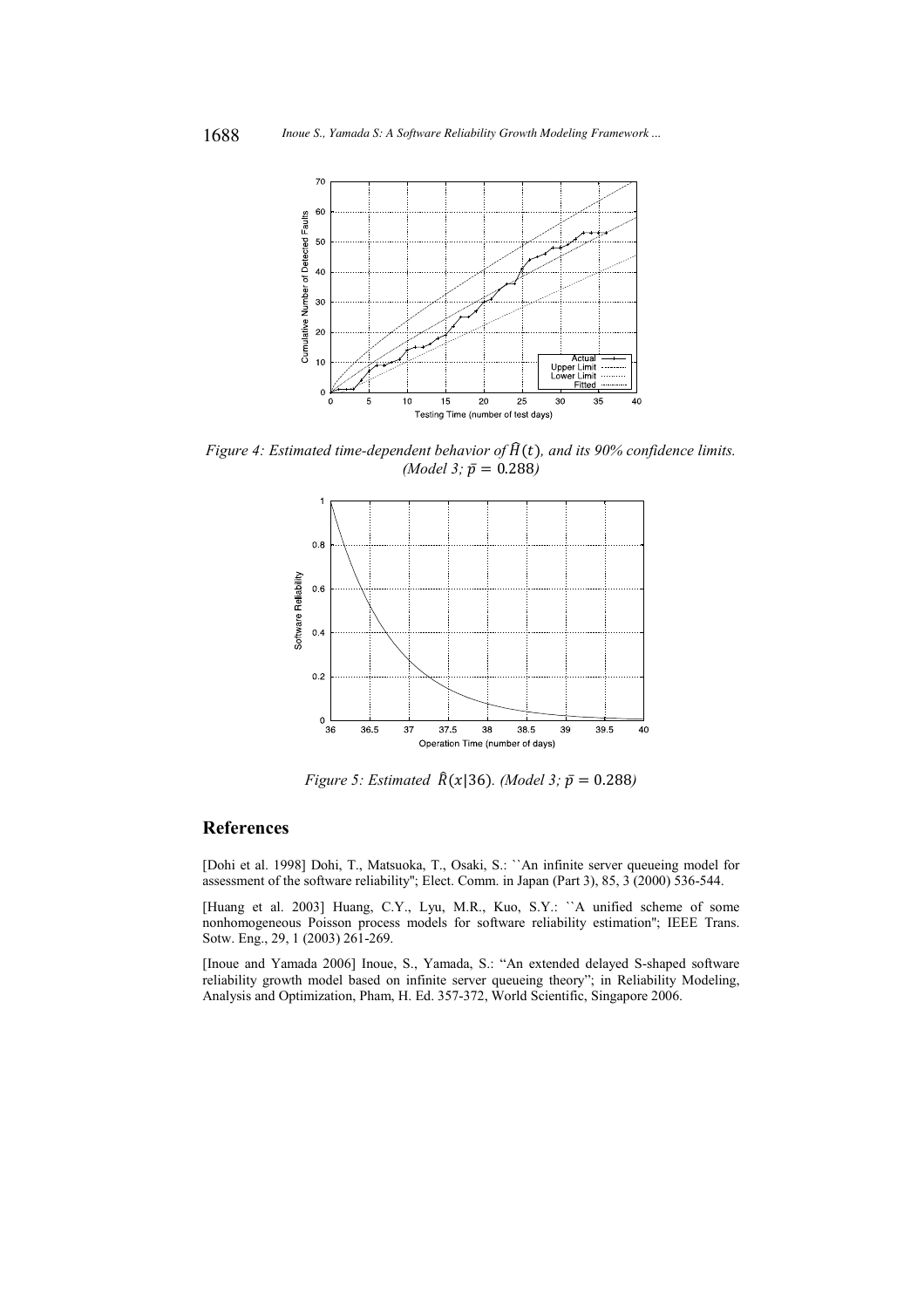*Figure 4: Estimated time-dependent behavior of $\hat{H}(t)$, and its 90% confidence limits. (Model 3; $\bar{p} = 0.288$)*

*Figure 5: Estimated $\hat{R}(x|36)$. (Model 3; $\bar{p} = 0.288$)*

## References

[Dohi et al. 1998] Dohi, T., Matsuoka, T., Osaki, S.: ``An infinite server queueing model for assessment of the software reliability''; Elect. Comm. in Japan (Part 3), 85, 3 (2000) 536-544.

[Huang et al. 2003] Huang, C.Y., Lyu, M.R., Kuo, S.Y.: ``A unified scheme of some nonhomogeneous Poisson process models for software reliability estimation''; IEEE Trans. Sotw. Eng., 29, 1 (2003) 261-269.

[Inoue and Yamada 2006] Inoue, S., Yamada, S.: "An extended delayed S-shaped software reliability growth model based on infinite server queueing theory"; in Reliability Modeling, Analysis and Optimization, Pham, H. Ed. 357-372, World Scientific, Singapore 2006.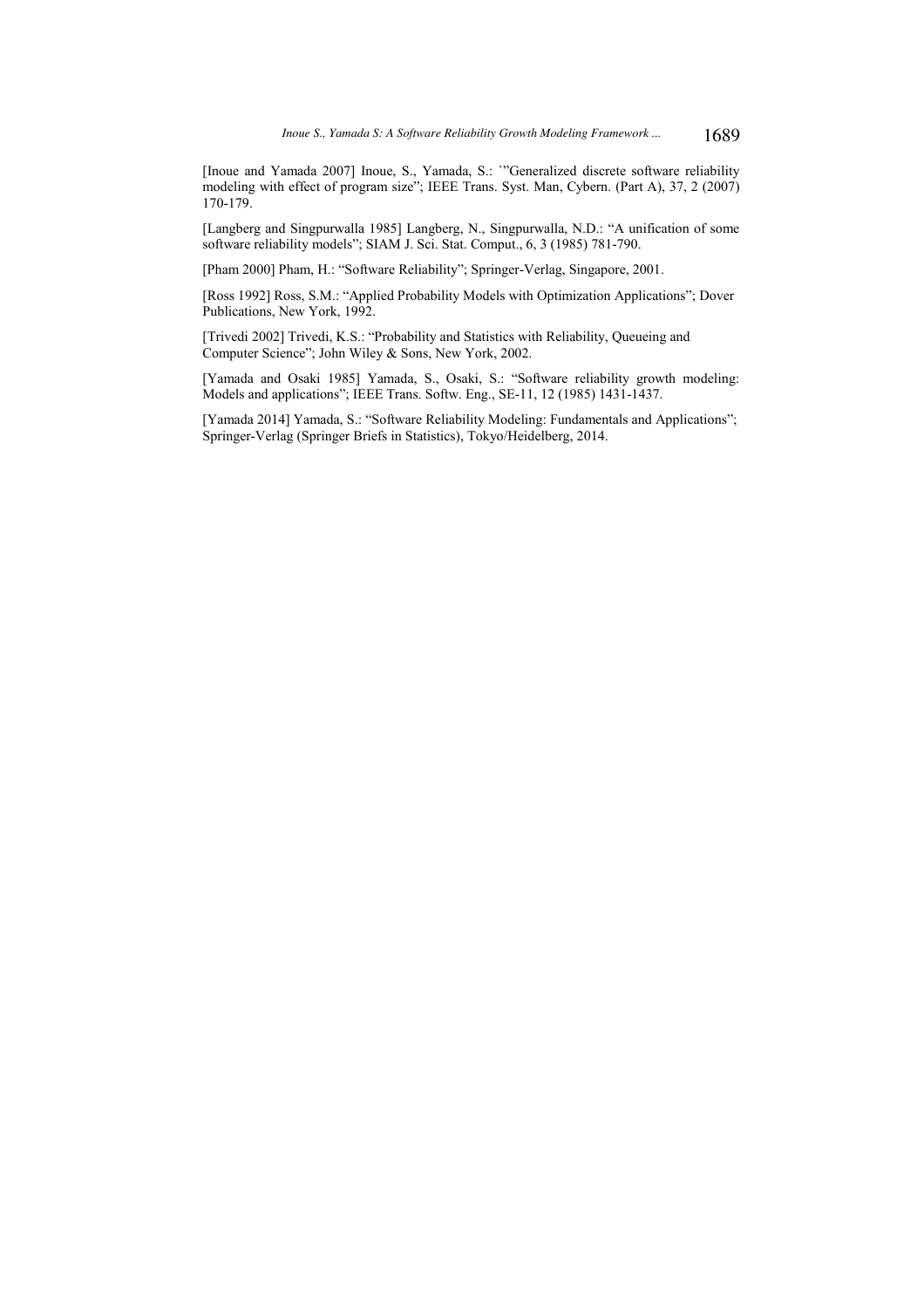[Inoue and Yamada 2007] Inoue, S., Yamada, S.: `"Generalized discrete software reliability modeling with effect of program size"; IEEE Trans. Syst. Man, Cybern. (Part A), 37, 2 (2007) 170-179.

[Langberg and Singpurwalla 1985] Langberg, N., Singpurwalla, N.D.: "A unification of some software reliability models"; SIAM J. Sci. Stat. Comput., 6, 3 (1985) 781-790.

[Pham 2000] Pham, H.: "Software Reliability"; Springer-Verlag, Singapore, 2001.

[Ross 1992] Ross, S.M.: "Applied Probability Models with Optimization Applications"; Dover Publications, New York, 1992.

[Trivedi 2002] Trivedi, K.S.: "Probability and Statistics with Reliability, Queueing and Computer Science"; John Wiley & Sons, New York, 2002.

[Yamada and Osaki 1985] Yamada, S., Osaki, S.: "Software reliability growth modeling: Models and applications"; IEEE Trans. Softw. Eng., SE-11, 12 (1985) 1431-1437.

[Yamada 2014] Yamada, S.: "Software Reliability Modeling: Fundamentals and Applications"; Springer-Verlag (Springer Briefs in Statistics), Tokyo/Heidelberg, 2014.